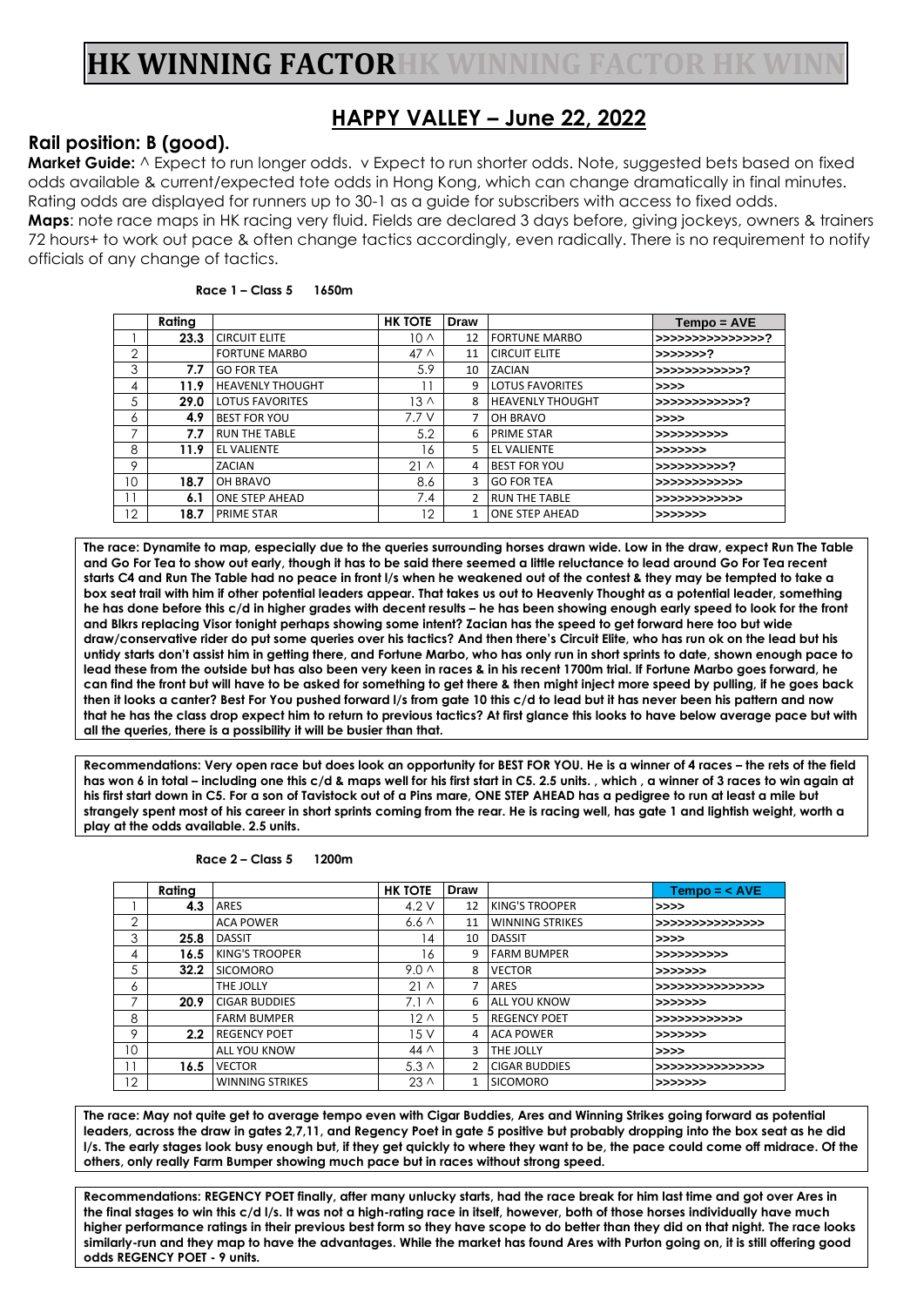# HK WINNING FACTOR

## HAPPY VALLEY – June 22, 2022

### Rail position: B (good).

**Market Guide:** ^ Expect to run longer odds. v Expect to run shorter odds. Note, suggested bets based on fixed odds available & current/expected tote odds in Hong Kong, which can change dramatically in final minutes. Rating odds are displayed for runners up to 30-1 as a guide for subscribers with access to fixed odds.

**Maps**: note race maps in HK racing very fluid. Fields are declared 3 days before, giving jockeys, owners & trainers 72 hours+ to work out pace & often change tactics accordingly, even radically. There is no requirement to notify officials of any change of tactics.

**Race 1 – Class 5 1650m**

| | Rating | | HK TOTE | Draw | | Tempo = AVE |
|---|---|---|---|---|---|---|
| 1 | 23.3 | CIRCUIT ELITE | 10 ^ | 12 | FORTUNE MARBO | >>>>>>>>>>>>>>>? |
| 2 | | FORTUNE MARBO | 47 ^ | 11 | CIRCUIT ELITE | >>>>>>>? |
| 3 | 7.7 | GO FOR TEA | 5.9 | 10 | ZACIAN | >>>>>>>>>>>>? |
| 4 | 11.9 | HEAVENLY THOUGHT | 11 | 9 | LOTUS FAVORITES | >>>> |
| 5 | 29.0 | LOTUS FAVORITES | 13 ^ | 8 | HEAVENLY THOUGHT | >>>>>>>>>>>>? |
| 6 | 4.9 | BEST FOR YOU | 7.7 V | 7 | OH BRAVO | >>>> |
| 7 | 7.7 | RUN THE TABLE | 5.2 | 6 | PRIME STAR | >>>>>>>>>> |
| 8 | 11.9 | EL VALIENTE | 16 | 5 | EL VALIENTE | >>>>>>> |
| 9 | | ZACIAN | 21 ^ | 4 | BEST FOR YOU | >>>>>>>>>>? |
| 10 | 18.7 | OH BRAVO | 8.6 | 3 | GO FOR TEA | >>>>>>>>>>>> |
| 11 | 6.1 | ONE STEP AHEAD | 7.4 | 2 | RUN THE TABLE | >>>>>>>>>>>> |
| 12 | 18.7 | PRIME STAR | 12 | 1 | ONE STEP AHEAD | >>>>>>> |

**The race: Dynamite to map, especially due to the queries surrounding horses drawn wide. Low in the draw, expect Run The Table and Go For Tea to show out early, though it has to be said there seemed a little reluctance to lead around Go For Tea recent starts C4 and Run The Table had no peace in front l/s when he weakened out of the contest & they may be tempted to take a box seat trail with him if other potential leaders appear. That takes us out to Heavenly Thought as a potential leader, something he has done before this c/d in higher grades with decent results – he has been showing enough early speed to look for the front and Blkrs replacing Visor tonight perhaps showing some intent? Zacian has the speed to get forward here too but wide draw/conservative rider do put some queries over his tactics? And then there's Circuit Elite, who has run ok on the lead but his untidy starts don't assist him in getting there, and Fortune Marbo, who has only run in short sprints to date, shown enough pace to lead these from the outside but has also been very keen in races & in his recent 1700m trial. If Fortune Marbo goes forward, he can find the front but will have to be asked for something to get there & then might inject more speed by pulling, if he goes back then it looks a canter? Best For You pushed forward l/s from gate 10 this c/d to lead but it has never been his pattern and now that he has the class drop expect him to return to previous tactics? At first glance this looks to have below average pace but with all the queries, there is a possibility it will be busier than that.**

**Recommendations: Very open race but does look an opportunity for BEST FOR YOU. He is a winner of 4 races – the rets of the field has won 6 in total – including one this c/d & maps well for his first start in C5. 2.5 units. , which , a winner of 3 races to win again at his first start down in C5. For a son of Tavistock out of a Pins mare, ONE STEP AHEAD has a pedigree to run at least a mile but strangely spent most of his career in short sprints coming from the rear. He is racing well, has gate 1 and lightish weight, worth a play at the odds available. 2.5 units.**

**Race 2 – Class 5 1200m**

| | Rating | | HK TOTE | Draw | | Tempo = < AVE |
|---|---|---|---|---|---|---|
| 1 | 4.3 | ARES | 4.2 V | 12 | KING'S TROOPER | >>>> |
| 2 | | ACA POWER | 6.6 ^ | 11 | WINNING STRIKES | >>>>>>>>>>>>>>> |
| 3 | 25.8 | DASSIT | 14 | 10 | DASSIT | >>>> |
| 4 | 16.5 | KING'S TROOPER | 16 | 9 | FARM BUMPER | >>>>>>>>>> |
| 5 | 32.2 | SICOMORO | 9.0 ^ | 8 | VECTOR | >>>>>>> |
| 6 | | THE JOLLY | 21 ^ | 7 | ARES | >>>>>>>>>>>>>>> |
| 7 | 20.9 | CIGAR BUDDIES | 7.1 ^ | 6 | ALL YOU KNOW | >>>>>>> |
| 8 | | FARM BUMPER | 12 ^ | 5 | REGENCY POET | >>>>>>>>>>>> |
| 9 | 2.2 | REGENCY POET | 15 V | 4 | ACA POWER | >>>>>>> |
| 10 | | ALL YOU KNOW | 44 ^ | 3 | THE JOLLY | >>>> |
| 11 | 16.5 | VECTOR | 5.3 ^ | 2 | CIGAR BUDDIES | >>>>>>>>>>>>>>> |
| 12 | | WINNING STRIKES | 23 ^ | 1 | SICOMORO | >>>>>>> |

**The race: May not quite get to average tempo even with Cigar Buddies, Ares and Winning Strikes going forward as potential leaders, across the draw in gates 2,7,11, and Regency Poet in gate 5 positive but probably dropping into the box seat as he did l/s. The early stages look busy enough but, if they get quickly to where they want to be, the pace could come off midrace. Of the others, only really Farm Bumper showing much pace but in races without strong speed.**

**Recommendations: REGENCY POET finally, after many unlucky starts, had the race break for him last time and got over Ares in the final stages to win this c/d l/s. It was not a high-rating race in itself, however, both of those horses individually have much higher performance ratings in their previous best form so they have scope to do better than they did on that night. The race looks similarly-run and they map to have the advantages. While the market has found Ares with Purton going on, it is still offering good odds REGENCY POET - 9 units.**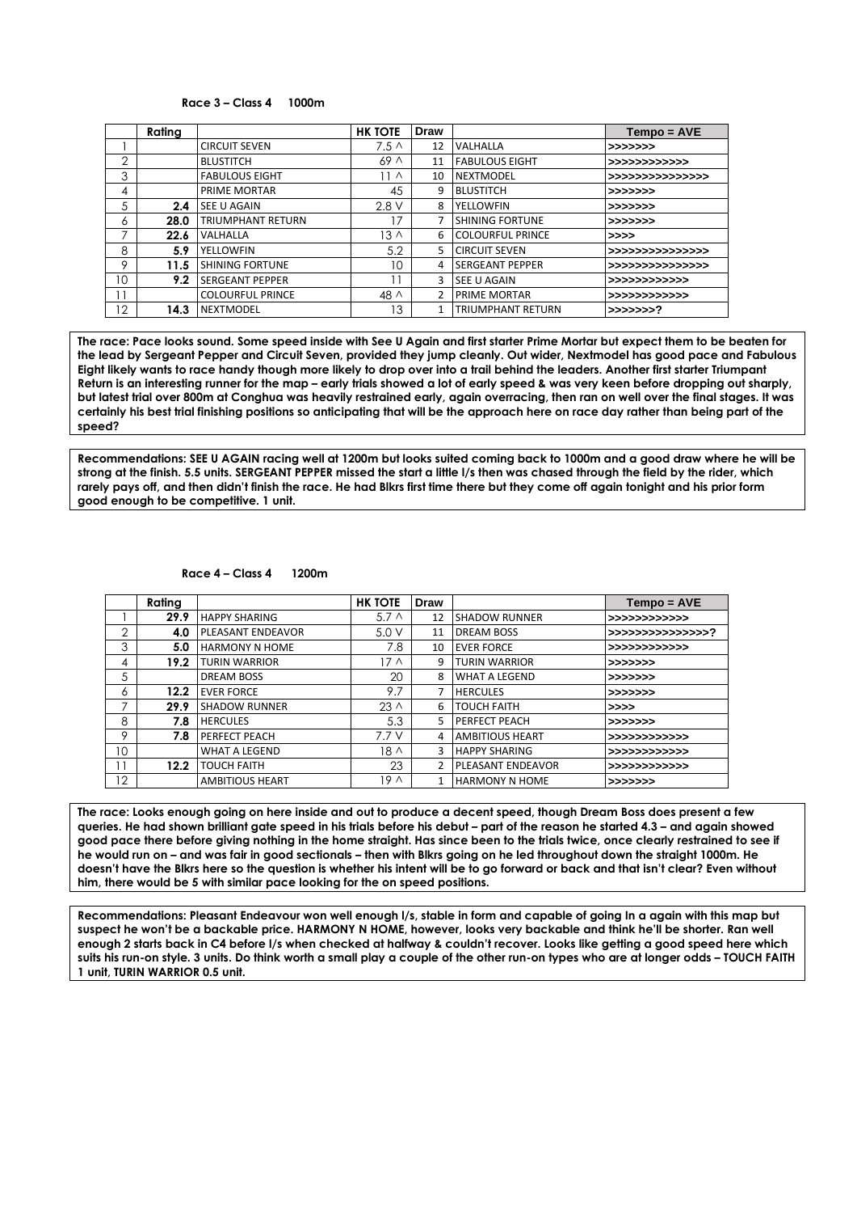**Race 3 – Class 4 1000m**

| | Rating | | HK TOTE | Draw | | Tempo = AVE |
|---|---|---|---|---|---|---|
| 1 | | CIRCUIT SEVEN | 7.5 ^ | 12 | VALHALLA | >>>>>>> |
| 2 | | BLUSTITCH | 69 ^ | 11 | FABULOUS EIGHT | >>>>>>>>>>>> |
| 3 | | FABULOUS EIGHT | 11 ^ | 10 | NEXTMODEL | >>>>>>>>>>>>>> |
| 4 | | PRIME MORTAR | 45 | 9 | BLUSTITCH | >>>>>>> |
| 5 | 2.4 | SEE U AGAIN | 2.8 V | 8 | YELLOWFIN | >>>>>>> |
| 6 | 28.0 | TRIUMPHANT RETURN | 17 | 7 | SHINING FORTUNE | >>>>>>> |
| 7 | 22.6 | VALHALLA | 13 ^ | 6 | COLOURFUL PRINCE | >>>> |
| 8 | 5.9 | YELLOWFIN | 5.2 | 5 | CIRCUIT SEVEN | >>>>>>>>>>>>>> |
| 9 | 11.5 | SHINING FORTUNE | 10 | 4 | SERGEANT PEPPER | >>>>>>>>>>>>>> |
| 10 | 9.2 | SERGEANT PEPPER | 11 | 3 | SEE U AGAIN | >>>>>>>>>>>> |
| 11 | | COLOURFUL PRINCE | 48 ^ | 2 | PRIME MORTAR | >>>>>>>>>>>> |
| 12 | 14.3 | NEXTMODEL | 13 | 1 | TRIUMPHANT RETURN | >>>>>>>? |

**The race: Pace looks sound. Some speed inside with See U Again and first starter Prime Mortar but expect them to be beaten for the lead by Sergeant Pepper and Circuit Seven, provided they jump cleanly. Out wider, Nextmodel has good pace and Fabulous Eight likely wants to race handy though more likely to drop over into a trail behind the leaders. Another first starter Triumpant Return is an interesting runner for the map – early trials showed a lot of early speed & was very keen before dropping out sharply, but latest trial over 800m at Conghua was heavily restrained early, again overracing, then ran on well over the final stages. It was certainly his best trial finishing positions so anticipating that will be the approach here on race day rather than being part of the speed?**

**Recommendations: SEE U AGAIN racing well at 1200m but looks suited coming back to 1000m and a good draw where he will be strong at the finish. 5.5 units. SERGEANT PEPPER missed the start a little l/s then was chased through the field by the rider, which rarely pays off, and then didn't finish the race. He had Blkrs first time there but they come off again tonight and his prior form good enough to be competitive. 1 unit.**

**Race 4 – Class 4 1200m**

| | Rating | | HK TOTE | Draw | | Tempo = AVE |
|---|---|---|---|---|---|---|
| 1 | 29.9 | HAPPY SHARING | 5.7 ^ | 12 | SHADOW RUNNER | >>>>>>>>>>>> |
| 2 | 4.0 | PLEASANT ENDEAVOR | 5.0 V | 11 | DREAM BOSS | >>>>>>>>>>>>>>? |
| 3 | 5.0 | HARMONY N HOME | 7.8 | 10 | EVER FORCE | >>>>>>>>>>>> |
| 4 | 19.2 | TURIN WARRIOR | 17 ^ | 9 | TURIN WARRIOR | >>>>>>> |
| 5 | | DREAM BOSS | 20 | 8 | WHAT A LEGEND | >>>>>>> |
| 6 | 12.2 | EVER FORCE | 9.7 | 7 | HERCULES | >>>>>>> |
| 7 | 29.9 | SHADOW RUNNER | 23 ^ | 6 | TOUCH FAITH | >>>> |
| 8 | 7.8 | HERCULES | 5.3 | 5 | PERFECT PEACH | >>>>>>> |
| 9 | 7.8 | PERFECT PEACH | 7.7 V | 4 | AMBITIOUS HEART | >>>>>>>>>>>> |
| 10 | | WHAT A LEGEND | 18 ^ | 3 | HAPPY SHARING | >>>>>>>>>>>> |
| 11 | 12.2 | TOUCH FAITH | 23 | 2 | PLEASANT ENDEAVOR | >>>>>>>>>>>> |
| 12 | | AMBITIOUS HEART | 19 ^ | 1 | HARMONY N HOME | >>>>>>> |

**The race: Looks enough going on here inside and out to produce a decent speed, though Dream Boss does present a few queries. He had shown brilliant gate speed in his trials before his debut – part of the reason he started 4.3 – and again showed good pace there before giving nothing in the home straight. Has since been to the trials twice, once clearly restrained to see if he would run on – and was fair in good sectionals – then with Blkrs going on he led throughout down the straight 1000m. He doesn't have the Blkrs here so the question is whether his intent will be to go forward or back and that isn't clear? Even without him, there would be 5 with similar pace looking for the on speed positions.**

**Recommendations: Pleasant Endeavour won well enough l/s, stable in form and capable of going In a again with this map but suspect he won't be a backable price. HARMONY N HOME, however, looks very backable and think he'll be shorter. Ran well enough 2 starts back in C4 before l/s when checked at halfway & couldn't recover. Looks like getting a good speed here which suits his run-on style. 3 units. Do think worth a small play a couple of the other run-on types who are at longer odds – TOUCH FAITH 1 unit, TURIN WARRIOR 0.5 unit.**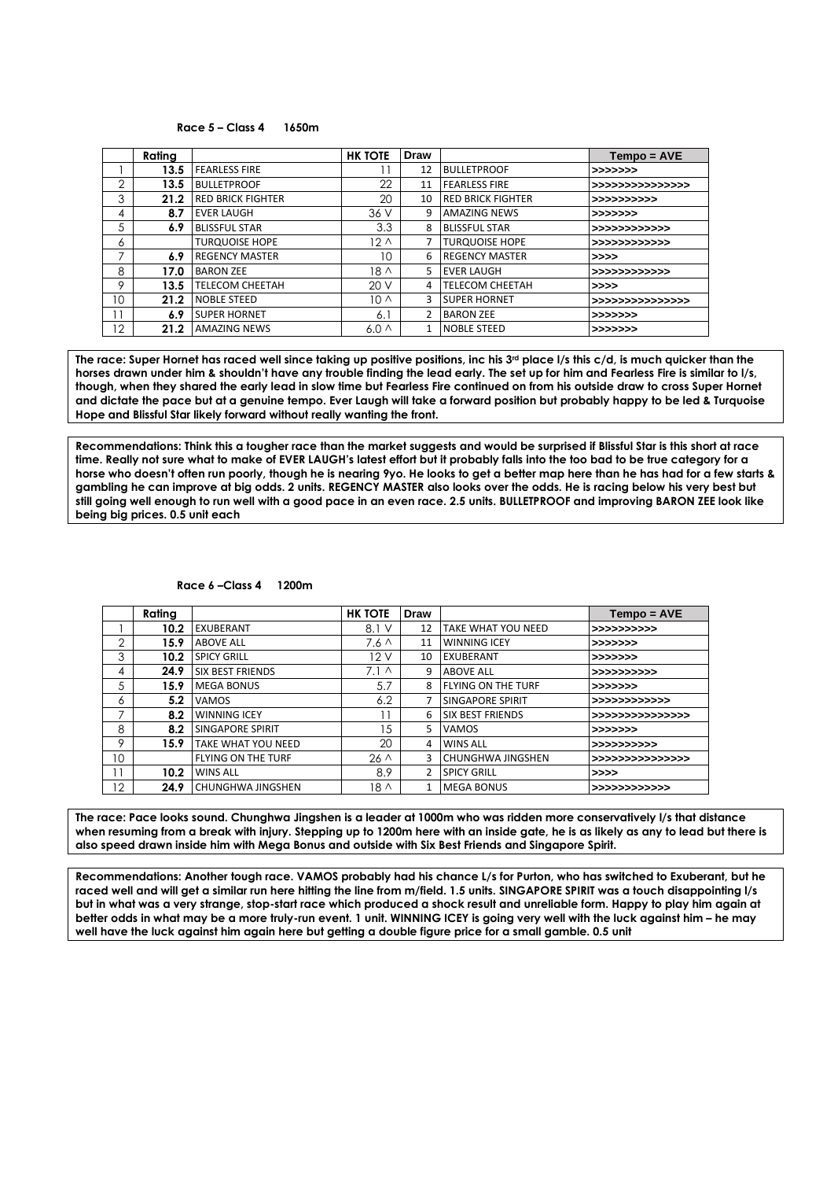**Race 5 – Class 4 1650m**

| | Rating | | HK TOTE | Draw | | Tempo = AVE |
|---|---|---|---|---|---|---|
| 1 | 13.5 | FEARLESS FIRE | 11 | 12 | BULLETPROOF | >>>>>>> |
| 2 | 13.5 | BULLETPROOF | 22 | 11 | FEARLESS FIRE | >>>>>>>>>>>>>>> |
| 3 | 21.2 | RED BRICK FIGHTER | 20 | 10 | RED BRICK FIGHTER | >>>>>>>>>> |
| 4 | 8.7 | EVER LAUGH | 36 V | 9 | AMAZING NEWS | >>>>>>> |
| 5 | 6.9 | BLISSFUL STAR | 3.3 | 8 | BLISSFUL STAR | >>>>>>>>>>>> |
| 6 | | TURQUOISE HOPE | 12 ^ | 7 | TURQUOISE HOPE | >>>>>>>>>>>> |
| 7 | 6.9 | REGENCY MASTER | 10 | 6 | REGENCY MASTER | >>>> |
| 8 | 17.0 | BARON ZEE | 18 ^ | 5 | EVER LAUGH | >>>>>>>>>>>> |
| 9 | 13.5 | TELECOM CHEETAH | 20 V | 4 | TELECOM CHEETAH | >>>> |
| 10 | 21.2 | NOBLE STEED | 10 ^ | 3 | SUPER HORNET | >>>>>>>>>>>>>>> |
| 11 | 6.9 | SUPER HORNET | 6.1 | 2 | BARON ZEE | >>>>>>> |
| 12 | 21.2 | AMAZING NEWS | 6.0 ^ | 1 | NOBLE STEED | >>>>>>> |

**The race: Super Hornet has raced well since taking up positive positions, inc his 3rd place l/s this c/d, is much quicker than the horses drawn under him & shouldn't have any trouble finding the lead early. The set up for him and Fearless Fire is similar to l/s, though, when they shared the early lead in slow time but Fearless Fire continued on from his outside draw to cross Super Hornet and dictate the pace but at a genuine tempo. Ever Laugh will take a forward position but probably happy to be led & Turquoise Hope and Blissful Star likely forward without really wanting the front.**

**Recommendations: Think this a tougher race than the market suggests and would be surprised if Blissful Star is this short at race time. Really not sure what to make of EVER LAUGH's latest effort but it probably falls into the too bad to be true category for a horse who doesn't often run poorly, though he is nearing 9yo. He looks to get a better map here than he has had for a few starts & gambling he can improve at big odds. 2 units. REGENCY MASTER also looks over the odds. He is racing below his very best but still going well enough to run well with a good pace in an even race. 2.5 units. BULLETPROOF and improving BARON ZEE look like being big prices. 0.5 unit each**

**Race 6 –Class 4 1200m**

| | Rating | | HK TOTE | Draw | | Tempo = AVE |
|---|---|---|---|---|---|---|
| 1 | 10.2 | EXUBERANT | 8.1 V | 12 | TAKE WHAT YOU NEED | >>>>>>>>>> |
| 2 | 15.9 | ABOVE ALL | 7.6 ^ | 11 | WINNING ICEY | >>>>>>> |
| 3 | 10.2 | SPICY GRILL | 12 V | 10 | EXUBERANT | >>>>>>> |
| 4 | 24.9 | SIX BEST FRIENDS | 7.1 ^ | 9 | ABOVE ALL | >>>>>>>>>> |
| 5 | 15.9 | MEGA BONUS | 5.7 | 8 | FLYING ON THE TURF | >>>>>>> |
| 6 | 5.2 | VAMOS | 6.2 | 7 | SINGAPORE SPIRIT | >>>>>>>>>>>> |
| 7 | 8.2 | WINNING ICEY | 11 | 6 | SIX BEST FRIENDS | >>>>>>>>>>>>>>> |
| 8 | 8.2 | SINGAPORE SPIRIT | 15 | 5 | VAMOS | >>>>>>> |
| 9 | 15.9 | TAKE WHAT YOU NEED | 20 | 4 | WINS ALL | >>>>>>>>>> |
| 10 | | FLYING ON THE TURF | 26 ^ | 3 | CHUNGHWA JINGSHEN | >>>>>>>>>>>>>>> |
| 11 | 10.2 | WINS ALL | 8.9 | 2 | SPICY GRILL | >>>> |
| 12 | 24.9 | CHUNGHWA JINGSHEN | 18 ^ | 1 | MEGA BONUS | >>>>>>>>>>>> |

**The race: Pace looks sound. Chunghwa Jingshen is a leader at 1000m who was ridden more conservatively l/s that distance when resuming from a break with injury. Stepping up to 1200m here with an inside gate, he is as likely as any to lead but there is also speed drawn inside him with Mega Bonus and outside with Six Best Friends and Singapore Spirit.**

**Recommendations: Another tough race. VAMOS probably had his chance L/s for Purton, who has switched to Exuberant, but he raced well and will get a similar run here hitting the line from m/field. 1.5 units. SINGAPORE SPIRIT was a touch disappointing l/s but in what was a very strange, stop-start race which produced a shock result and unreliable form. Happy to play him again at better odds in what may be a more truly-run event. 1 unit. WINNING ICEY is going very well with the luck against him – he may well have the luck against him again here but getting a double figure price for a small gamble. 0.5 unit**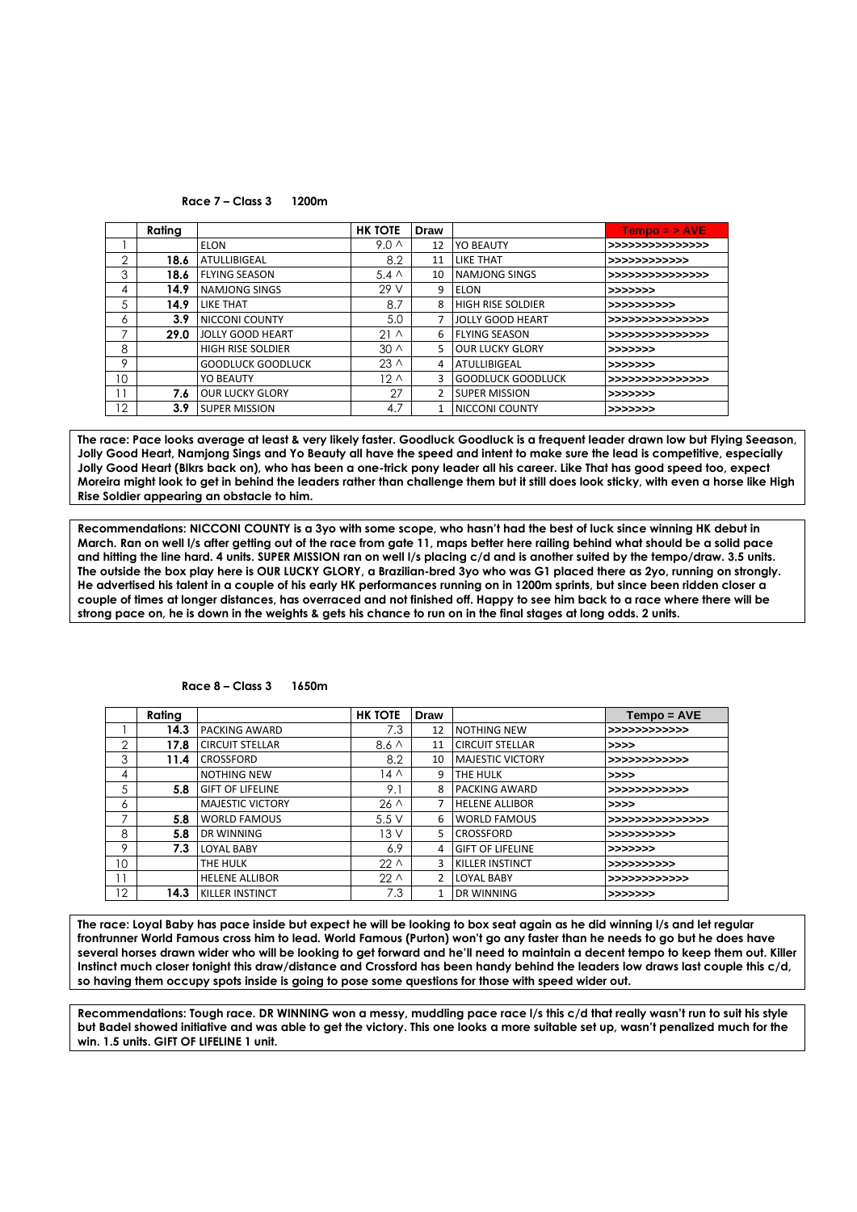**Race 7 – Class 3 1200m**

| | Rating | | HK TOTE | Draw | | Tempo = > AVE |
|---|---|---|---|---|---|---|
| 1 | | ELON | 9.0 ^ | 12 | YO BEAUTY | >>>>>>>>>>>>>>> |
| 2 | 18.6 | ATULLIBIGEAL | 8.2 | 11 | LIKE THAT | >>>>>>>>>>>> |
| 3 | 18.6 | FLYING SEASON | 5.4 ^ | 10 | NAMJONG SINGS | >>>>>>>>>>>>>>> |
| 4 | 14.9 | NAMJONG SINGS | 29 V | 9 | ELON | >>>>>>> |
| 5 | 14.9 | LIKE THAT | 8.7 | 8 | HIGH RISE SOLDIER | >>>>>>>>>> |
| 6 | 3.9 | NICCONI COUNTY | 5.0 | 7 | JOLLY GOOD HEART | >>>>>>>>>>>>>>> |
| 7 | 29.0 | JOLLY GOOD HEART | 21 ^ | 6 | FLYING SEASON | >>>>>>>>>>>>>>> |
| 8 | | HIGH RISE SOLDIER | 30 ^ | 5 | OUR LUCKY GLORY | >>>>>>> |
| 9 | | GOODLUCK GOODLUCK | 23 ^ | 4 | ATULLIBIGEAL | >>>>>>> |
| 10 | | YO BEAUTY | 12 ^ | 3 | GOODLUCK GOODLUCK | >>>>>>>>>>>>>>> |
| 11 | 7.6 | OUR LUCKY GLORY | 27 | 2 | SUPER MISSION | >>>>>>> |
| 12 | 3.9 | SUPER MISSION | 4.7 | 1 | NICCONI COUNTY | >>>>>>> |

**The race: Pace looks average at least & very likely faster. Goodluck Goodluck is a frequent leader drawn low but Flying Seeason, Jolly Good Heart, Namjong Sings and Yo Beauty all have the speed and intent to make sure the lead is competitive, especially Jolly Good Heart (Blkrs back on), who has been a one-trick pony leader all his career. Like That has good speed too, expect Moreira might look to get in behind the leaders rather than challenge them but it still does look sticky, with even a horse like High Rise Soldier appearing an obstacle to him.**

**Recommendations: NICCONI COUNTY is a 3yo with some scope, who hasn't had the best of luck since winning HK debut in March. Ran on well l/s after getting out of the race from gate 11, maps better here railing behind what should be a solid pace and hitting the line hard. 4 units. SUPER MISSION ran on well l/s placing c/d and is another suited by the tempo/draw. 3.5 units. The outside the box play here is OUR LUCKY GLORY, a Brazilian-bred 3yo who was G1 placed there as 2yo, running on strongly. He advertised his talent in a couple of his early HK performances running on in 1200m sprints, but since been ridden closer a couple of times at longer distances, has overraced and not finished off. Happy to see him back to a race where there will be strong pace on, he is down in the weights & gets his chance to run on in the final stages at long odds. 2 units.**

**Race 8 – Class 3 1650m**

| | Rating | | HK TOTE | Draw | | Tempo = AVE |
|---|---|---|---|---|---|---|
| 1 | 14.3 | PACKING AWARD | 7.3 | 12 | NOTHING NEW | >>>>>>>>>>>> |
| 2 | 17.8 | CIRCUIT STELLAR | 8.6 ^ | 11 | CIRCUIT STELLAR | >>>> |
| 3 | 11.4 | CROSSFORD | 8.2 | 10 | MAJESTIC VICTORY | >>>>>>>>>>>> |
| 4 | | NOTHING NEW | 14 ^ | 9 | THE HULK | >>>> |
| 5 | 5.8 | GIFT OF LIFELINE | 9.1 | 8 | PACKING AWARD | >>>>>>>>>>>> |
| 6 | | MAJESTIC VICTORY | 26 ^ | 7 | HELENE ALLIBOR | >>>> |
| 7 | 5.8 | WORLD FAMOUS | 5.5 V | 6 | WORLD FAMOUS | >>>>>>>>>>>>>>> |
| 8 | 5.8 | DR WINNING | 13 V | 5 | CROSSFORD | >>>>>>>>>> |
| 9 | 7.3 | LOYAL BABY | 6.9 | 4 | GIFT OF LIFELINE | >>>>>>> |
| 10 | | THE HULK | 22 ^ | 3 | KILLER INSTINCT | >>>>>>>>>> |
| 11 | | HELENE ALLIBOR | 22 ^ | 2 | LOYAL BABY | >>>>>>>>>>>> |
| 12 | 14.3 | KILLER INSTINCT | 7.3 | 1 | DR WINNING | >>>>>>> |

**The race: Loyal Baby has pace inside but expect he will be looking to box seat again as he did winning l/s and let regular frontrunner World Famous cross him to lead. World Famous (Purton) won't go any faster than he needs to go but he does have several horses drawn wider who will be looking to get forward and he'll need to maintain a decent tempo to keep them out. Killer Instinct much closer tonight this draw/distance and Crossford has been handy behind the leaders low draws last couple this c/d, so having them occupy spots inside is going to pose some questions for those with speed wider out.**

**Recommendations: Tough race. DR WINNING won a messy, muddling pace race l/s this c/d that really wasn't run to suit his style but Badel showed initiative and was able to get the victory. This one looks a more suitable set up, wasn't penalized much for the win. 1.5 units. GIFT OF LIFELINE 1 unit.**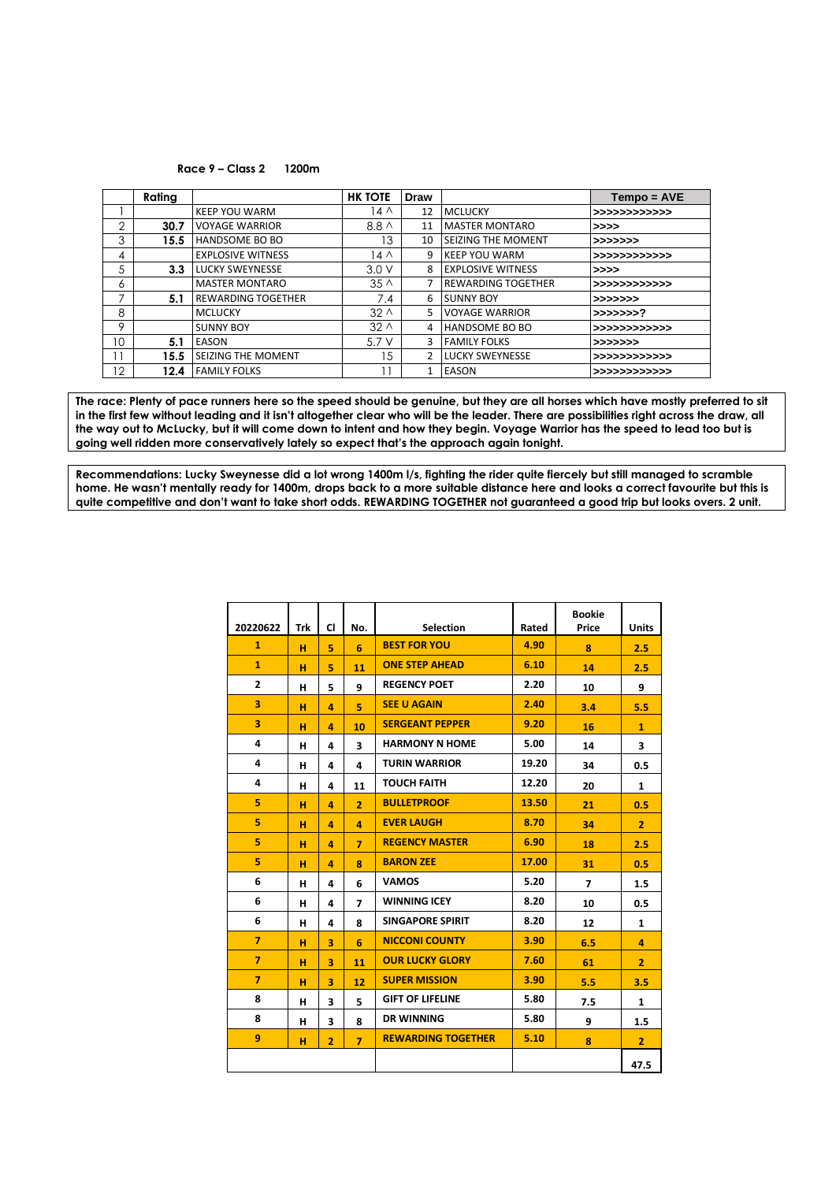**Race 9 – Class 2 1200m**

| | Rating | | HK TOTE | Draw | | Tempo = AVE |
|---|---|---|---|---|---|---|
| 1 | | KEEP YOU WARM | 14 ^ | 12 | MCLUCKY | >>>>>>>>>>>> |
| 2 | 30.7 | VOYAGE WARRIOR | 8.8 ^ | 11 | MASTER MONTARO | >>>> |
| 3 | 15.5 | HANDSOME BO BO | 13 | 10 | SEIZING THE MOMENT | >>>>>>> |
| 4 | | EXPLOSIVE WITNESS | 14 ^ | 9 | KEEP YOU WARM | >>>>>>>>>>>> |
| 5 | 3.3 | LUCKY SWEYNESSE | 3.0 V | 8 | EXPLOSIVE WITNESS | >>>> |
| 6 | | MASTER MONTARO | 35 ^ | 7 | REWARDING TOGETHER | >>>>>>>>>>>> |
| 7 | 5.1 | REWARDING TOGETHER | 7.4 | 6 | SUNNY BOY | >>>>>>> |
| 8 | | MCLUCKY | 32 ^ | 5 | VOYAGE WARRIOR | >>>>>>>? |
| 9 | | SUNNY BOY | 32 ^ | 4 | HANDSOME BO BO | >>>>>>>>>>>> |
| 10 | 5.1 | EASON | 5.7 V | 3 | FAMILY FOLKS | >>>>>>> |
| 11 | 15.5 | SEIZING THE MOMENT | 15 | 2 | LUCKY SWEYNESSE | >>>>>>>>>>>> |
| 12 | 12.4 | FAMILY FOLKS | 11 | 1 | EASON | >>>>>>>>>>>> |

**The race: Plenty of pace runners here so the speed should be genuine, but they are all horses which have mostly preferred to sit in the first few without leading and it isn't altogether clear who will be the leader. There are possibilities right across the draw, all the way out to McLucky, but it will come down to intent and how they begin. Voyage Warrior has the speed to lead too but is going well ridden more conservatively lately so expect that's the approach again tonight.**

**Recommendations: Lucky Sweynesse did a lot wrong 1400m l/s, fighting the rider quite fiercely but still managed to scramble home. He wasn't mentally ready for 1400m, drops back to a more suitable distance here and looks a correct favourite but this is quite competitive and don't want to take short odds. REWARDING TOGETHER not guaranteed a good trip but looks overs. 2 unit.**

| 20220622 | Trk | Cl | No. | Selection | Rated | Bookie Price | Units |
|---|---|---|---|---|---|---|---|
| 1 | H | 5 | 6 | BEST FOR YOU | 4.90 | 8 | 2.5 |
| 1 | H | 5 | 11 | ONE STEP AHEAD | 6.10 | 14 | 2.5 |
| 2 | H | 5 | 9 | REGENCY POET | 2.20 | 10 | 9 |
| 3 | H | 4 | 5 | SEE U AGAIN | 2.40 | 3.4 | 5.5 |
| 3 | H | 4 | 10 | SERGEANT PEPPER | 9.20 | 16 | 1 |
| 4 | H | 4 | 3 | HARMONY N HOME | 5.00 | 14 | 3 |
| 4 | H | 4 | 4 | TURIN WARRIOR | 19.20 | 34 | 0.5 |
| 4 | H | 4 | 11 | TOUCH FAITH | 12.20 | 20 | 1 |
| 5 | H | 4 | 2 | BULLETPROOF | 13.50 | 21 | 0.5 |
| 5 | H | 4 | 4 | EVER LAUGH | 8.70 | 34 | 2 |
| 5 | H | 4 | 7 | REGENCY MASTER | 6.90 | 18 | 2.5 |
| 5 | H | 4 | 8 | BARON ZEE | 17.00 | 31 | 0.5 |
| 6 | H | 4 | 6 | VAMOS | 5.20 | 7 | 1.5 |
| 6 | H | 4 | 7 | WINNING ICEY | 8.20 | 10 | 0.5 |
| 6 | H | 4 | 8 | SINGAPORE SPIRIT | 8.20 | 12 | 1 |
| 7 | H | 3 | 6 | NICCONI COUNTY | 3.90 | 6.5 | 4 |
| 7 | H | 3 | 11 | OUR LUCKY GLORY | 7.60 | 61 | 2 |
| 7 | H | 3 | 12 | SUPER MISSION | 3.90 | 5.5 | 3.5 |
| 8 | H | 3 | 5 | GIFT OF LIFELINE | 5.80 | 7.5 | 1 |
| 8 | H | 3 | 8 | DR WINNING | 5.80 | 9 | 1.5 |
| 9 | H | 2 | 7 | REWARDING TOGETHER | 5.10 | 8 | 2 |
| | | | | | | | 47.5 |